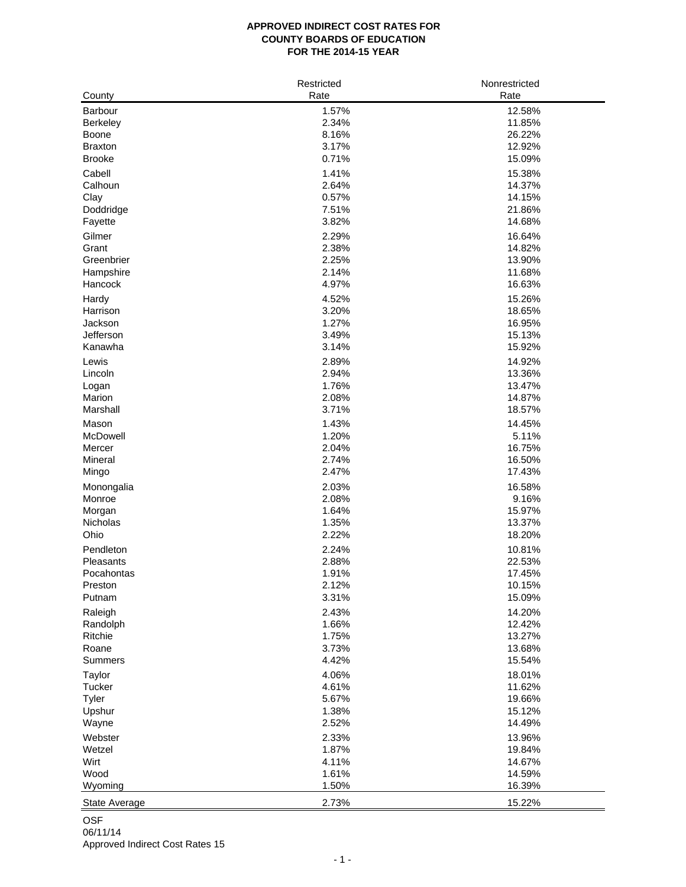**APPROVED INDIRECT COST RATES FOR**
**COUNTY BOARDS OF EDUCATION**
**FOR THE 2014-15 YEAR**

| County | Restricted Rate | Nonrestricted Rate |
|---|---|---|
| Barbour | 1.57% | 12.58% |
| Berkeley | 2.34% | 11.85% |
| Boone | 8.16% | 26.22% |
| Braxton | 3.17% | 12.92% |
| Brooke | 0.71% | 15.09% |
| Cabell | 1.41% | 15.38% |
| Calhoun | 2.64% | 14.37% |
| Clay | 0.57% | 14.15% |
| Doddridge | 7.51% | 21.86% |
| Fayette | 3.82% | 14.68% |
| Gilmer | 2.29% | 16.64% |
| Grant | 2.38% | 14.82% |
| Greenbrier | 2.25% | 13.90% |
| Hampshire | 2.14% | 11.68% |
| Hancock | 4.97% | 16.63% |
| Hardy | 4.52% | 15.26% |
| Harrison | 3.20% | 18.65% |
| Jackson | 1.27% | 16.95% |
| Jefferson | 3.49% | 15.13% |
| Kanawha | 3.14% | 15.92% |
| Lewis | 2.89% | 14.92% |
| Lincoln | 2.94% | 13.36% |
| Logan | 1.76% | 13.47% |
| Marion | 2.08% | 14.87% |
| Marshall | 3.71% | 18.57% |
| Mason | 1.43% | 14.45% |
| McDowell | 1.20% | 5.11% |
| Mercer | 2.04% | 16.75% |
| Mineral | 2.74% | 16.50% |
| Mingo | 2.47% | 17.43% |
| Monongalia | 2.03% | 16.58% |
| Monroe | 2.08% | 9.16% |
| Morgan | 1.64% | 15.97% |
| Nicholas | 1.35% | 13.37% |
| Ohio | 2.22% | 18.20% |
| Pendleton | 2.24% | 10.81% |
| Pleasants | 2.88% | 22.53% |
| Pocahontas | 1.91% | 17.45% |
| Preston | 2.12% | 10.15% |
| Putnam | 3.31% | 15.09% |
| Raleigh | 2.43% | 14.20% |
| Randolph | 1.66% | 12.42% |
| Ritchie | 1.75% | 13.27% |
| Roane | 3.73% | 13.68% |
| Summers | 4.42% | 15.54% |
| Taylor | 4.06% | 18.01% |
| Tucker | 4.61% | 11.62% |
| Tyler | 5.67% | 19.66% |
| Upshur | 1.38% | 15.12% |
| Wayne | 2.52% | 14.49% |
| Webster | 2.33% | 13.96% |
| Wetzel | 1.87% | 19.84% |
| Wirt | 4.11% | 14.67% |
| Wood | 1.61% | 14.59% |
| Wyoming | 1.50% | 16.39% |
| State Average | 2.73% | 15.22% |

OSF
06/11/14
Approved Indirect Cost Rates 15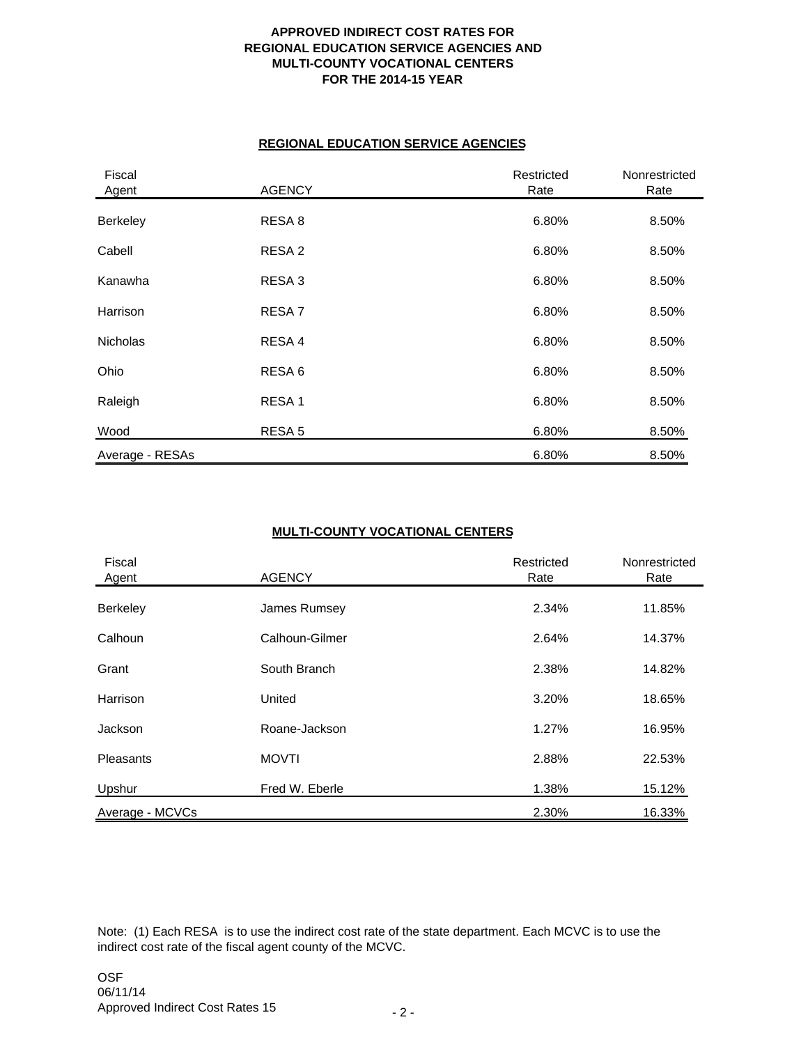# APPROVED INDIRECT COST RATES FOR REGIONAL EDUCATION SERVICE AGENCIES AND MULTI-COUNTY VOCATIONAL CENTERS FOR THE 2014-15 YEAR

## REGIONAL EDUCATION SERVICE AGENCIES

| Fiscal Agent | AGENCY | Restricted Rate | Nonrestricted Rate |
|---|---|---|---|
| Berkeley | RESA 8 | 6.80% | 8.50% |
| Cabell | RESA 2 | 6.80% | 8.50% |
| Kanawha | RESA 3 | 6.80% | 8.50% |
| Harrison | RESA 7 | 6.80% | 8.50% |
| Nicholas | RESA 4 | 6.80% | 8.50% |
| Ohio | RESA 6 | 6.80% | 8.50% |
| Raleigh | RESA 1 | 6.80% | 8.50% |
| Wood | RESA 5 | 6.80% | 8.50% |
| Average - RESAs | | 6.80% | 8.50% |

## MULTI-COUNTY VOCATIONAL CENTERS

| Fiscal Agent | AGENCY | Restricted Rate | Nonrestricted Rate |
|---|---|---|---|
| Berkeley | James Rumsey | 2.34% | 11.85% |
| Calhoun | Calhoun-Gilmer | 2.64% | 14.37% |
| Grant | South Branch | 2.38% | 14.82% |
| Harrison | United | 3.20% | 18.65% |
| Jackson | Roane-Jackson | 1.27% | 16.95% |
| Pleasants | MOVTI | 2.88% | 22.53% |
| Upshur | Fred W. Eberle | 1.38% | 15.12% |
| Average - MCVCs | | 2.30% | 16.33% |

Note: (1) Each RESA is to use the indirect cost rate of the state department. Each MCVC is to use the indirect cost rate of the fiscal agent county of the MCVC.

OSF
06/11/14
Approved Indirect Cost Rates 15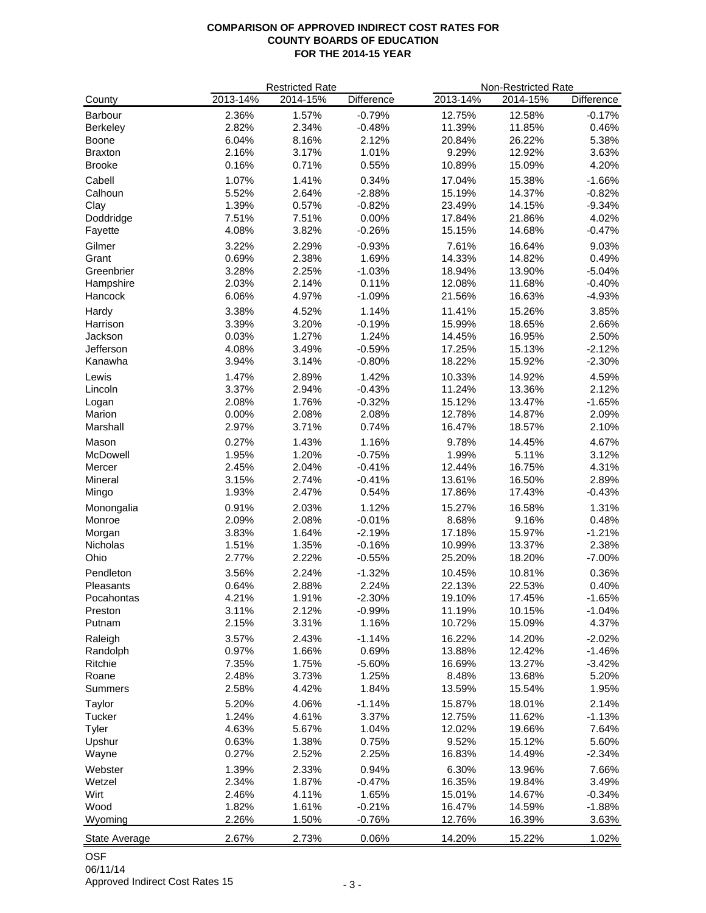**COMPARISON OF APPROVED INDIRECT COST RATES FOR COUNTY BOARDS OF EDUCATION FOR THE 2014-15 YEAR**

| | Restricted Rate | | | Non-Restricted Rate | | |
|---|---|---|---|---|---|---|
| County | 2013-14% | 2014-15% | Difference | 2013-14% | 2014-15% | Difference |
| Barbour | 2.36% | 1.57% | -0.79% | 12.75% | 12.58% | -0.17% |
| Berkeley | 2.82% | 2.34% | -0.48% | 11.39% | 11.85% | 0.46% |
| Boone | 6.04% | 8.16% | 2.12% | 20.84% | 26.22% | 5.38% |
| Braxton | 2.16% | 3.17% | 1.01% | 9.29% | 12.92% | 3.63% |
| Brooke | 0.16% | 0.71% | 0.55% | 10.89% | 15.09% | 4.20% |
| Cabell | 1.07% | 1.41% | 0.34% | 17.04% | 15.38% | -1.66% |
| Calhoun | 5.52% | 2.64% | -2.88% | 15.19% | 14.37% | -0.82% |
| Clay | 1.39% | 0.57% | -0.82% | 23.49% | 14.15% | -9.34% |
| Doddridge | 7.51% | 7.51% | 0.00% | 17.84% | 21.86% | 4.02% |
| Fayette | 4.08% | 3.82% | -0.26% | 15.15% | 14.68% | -0.47% |
| Gilmer | 3.22% | 2.29% | -0.93% | 7.61% | 16.64% | 9.03% |
| Grant | 0.69% | 2.38% | 1.69% | 14.33% | 14.82% | 0.49% |
| Greenbrier | 3.28% | 2.25% | -1.03% | 18.94% | 13.90% | -5.04% |
| Hampshire | 2.03% | 2.14% | 0.11% | 12.08% | 11.68% | -0.40% |
| Hancock | 6.06% | 4.97% | -1.09% | 21.56% | 16.63% | -4.93% |
| Hardy | 3.38% | 4.52% | 1.14% | 11.41% | 15.26% | 3.85% |
| Harrison | 3.39% | 3.20% | -0.19% | 15.99% | 18.65% | 2.66% |
| Jackson | 0.03% | 1.27% | 1.24% | 14.45% | 16.95% | 2.50% |
| Jefferson | 4.08% | 3.49% | -0.59% | 17.25% | 15.13% | -2.12% |
| Kanawha | 3.94% | 3.14% | -0.80% | 18.22% | 15.92% | -2.30% |
| Lewis | 1.47% | 2.89% | 1.42% | 10.33% | 14.92% | 4.59% |
| Lincoln | 3.37% | 2.94% | -0.43% | 11.24% | 13.36% | 2.12% |
| Logan | 2.08% | 1.76% | -0.32% | 15.12% | 13.47% | -1.65% |
| Marion | 0.00% | 2.08% | 2.08% | 12.78% | 14.87% | 2.09% |
| Marshall | 2.97% | 3.71% | 0.74% | 16.47% | 18.57% | 2.10% |
| Mason | 0.27% | 1.43% | 1.16% | 9.78% | 14.45% | 4.67% |
| McDowell | 1.95% | 1.20% | -0.75% | 1.99% | 5.11% | 3.12% |
| Mercer | 2.45% | 2.04% | -0.41% | 12.44% | 16.75% | 4.31% |
| Mineral | 3.15% | 2.74% | -0.41% | 13.61% | 16.50% | 2.89% |
| Mingo | 1.93% | 2.47% | 0.54% | 17.86% | 17.43% | -0.43% |
| Monongalia | 0.91% | 2.03% | 1.12% | 15.27% | 16.58% | 1.31% |
| Monroe | 2.09% | 2.08% | -0.01% | 8.68% | 9.16% | 0.48% |
| Morgan | 3.83% | 1.64% | -2.19% | 17.18% | 15.97% | -1.21% |
| Nicholas | 1.51% | 1.35% | -0.16% | 10.99% | 13.37% | 2.38% |
| Ohio | 2.77% | 2.22% | -0.55% | 25.20% | 18.20% | -7.00% |
| Pendleton | 3.56% | 2.24% | -1.32% | 10.45% | 10.81% | 0.36% |
| Pleasants | 0.64% | 2.88% | 2.24% | 22.13% | 22.53% | 0.40% |
| Pocahontas | 4.21% | 1.91% | -2.30% | 19.10% | 17.45% | -1.65% |
| Preston | 3.11% | 2.12% | -0.99% | 11.19% | 10.15% | -1.04% |
| Putnam | 2.15% | 3.31% | 1.16% | 10.72% | 15.09% | 4.37% |
| Raleigh | 3.57% | 2.43% | -1.14% | 16.22% | 14.20% | -2.02% |
| Randolph | 0.97% | 1.66% | 0.69% | 13.88% | 12.42% | -1.46% |
| Ritchie | 7.35% | 1.75% | -5.60% | 16.69% | 13.27% | -3.42% |
| Roane | 2.48% | 3.73% | 1.25% | 8.48% | 13.68% | 5.20% |
| Summers | 2.58% | 4.42% | 1.84% | 13.59% | 15.54% | 1.95% |
| Taylor | 5.20% | 4.06% | -1.14% | 15.87% | 18.01% | 2.14% |
| Tucker | 1.24% | 4.61% | 3.37% | 12.75% | 11.62% | -1.13% |
| Tyler | 4.63% | 5.67% | 1.04% | 12.02% | 19.66% | 7.64% |
| Upshur | 0.63% | 1.38% | 0.75% | 9.52% | 15.12% | 5.60% |
| Wayne | 0.27% | 2.52% | 2.25% | 16.83% | 14.49% | -2.34% |
| Webster | 1.39% | 2.33% | 0.94% | 6.30% | 13.96% | 7.66% |
| Wetzel | 2.34% | 1.87% | -0.47% | 16.35% | 19.84% | 3.49% |
| Wirt | 2.46% | 4.11% | 1.65% | 15.01% | 14.67% | -0.34% |
| Wood | 1.82% | 1.61% | -0.21% | 16.47% | 14.59% | -1.88% |
| Wyoming | 2.26% | 1.50% | -0.76% | 12.76% | 16.39% | 3.63% |
| State Average | 2.67% | 2.73% | 0.06% | 14.20% | 15.22% | 1.02% |

OSF
06/11/14
Approved Indirect Cost Rates 15